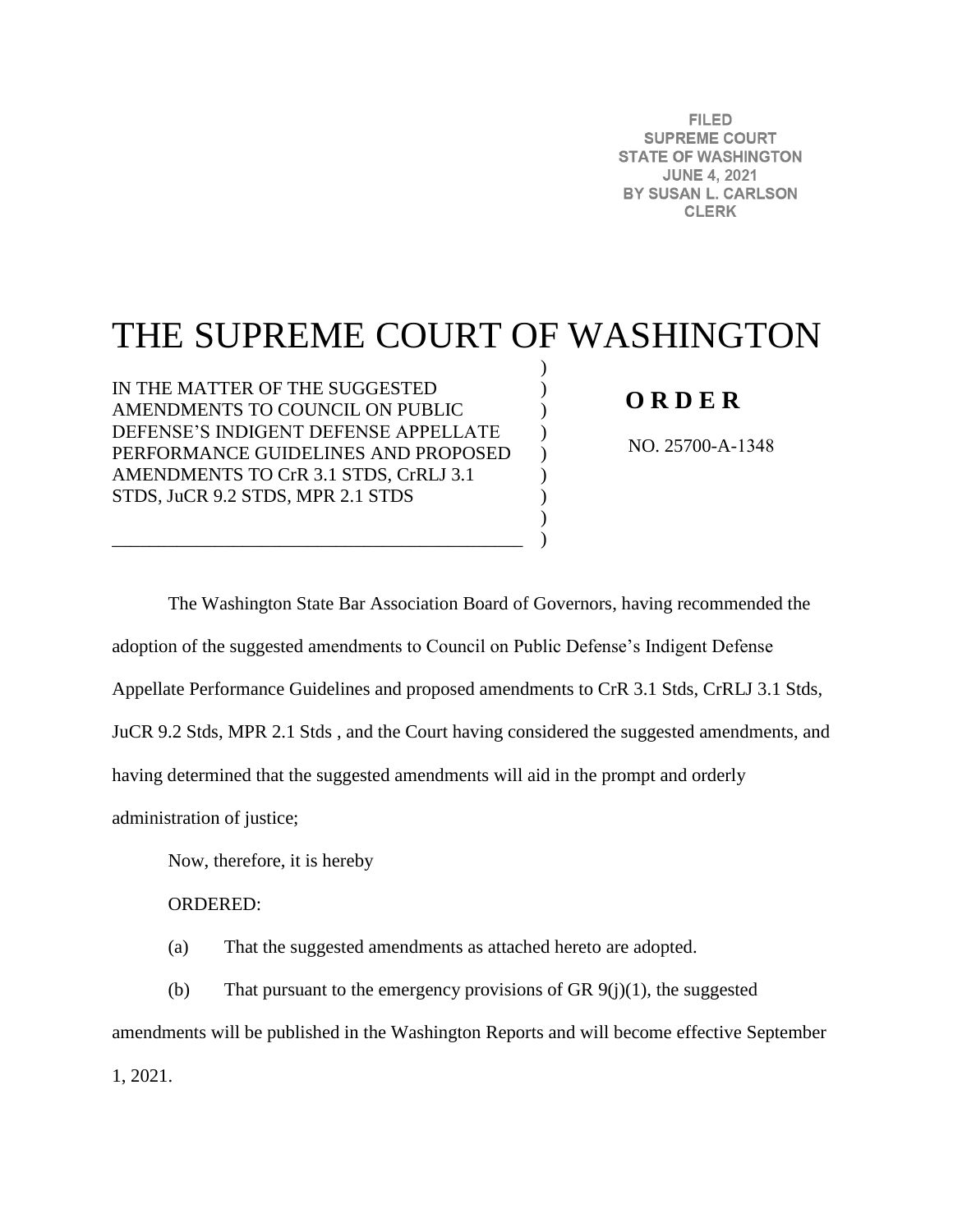FILED
SUPREME COURT
STATE OF WASHINGTON
JUNE 4, 2021
BY SUSAN L. CARLSON
CLERK

# THE SUPREME COURT OF WASHINGTON

IN THE MATTER OF THE SUGGESTED AMENDMENTS TO COUNCIL ON PUBLIC DEFENSE'S INDIGENT DEFENSE APPELLATE PERFORMANCE GUIDELINES AND PROPOSED AMENDMENTS TO CrR 3.1 STDS, CrRLJ 3.1 STDS, JuCR 9.2 STDS, MPR 2.1 STDS

**O R D E R**

NO. 25700-A-1348

The Washington State Bar Association Board of Governors, having recommended the adoption of the suggested amendments to Council on Public Defense's Indigent Defense Appellate Performance Guidelines and proposed amendments to CrR 3.1 Stds, CrRLJ 3.1 Stds, JuCR 9.2 Stds, MPR 2.1 Stds , and the Court having considered the suggested amendments, and having determined that the suggested amendments will aid in the prompt and orderly administration of justice;

Now, therefore, it is hereby

ORDERED:

(a) That the suggested amendments as attached hereto are adopted.

(b) That pursuant to the emergency provisions of GR 9(j)(1), the suggested amendments will be published in the Washington Reports and will become effective September 1, 2021.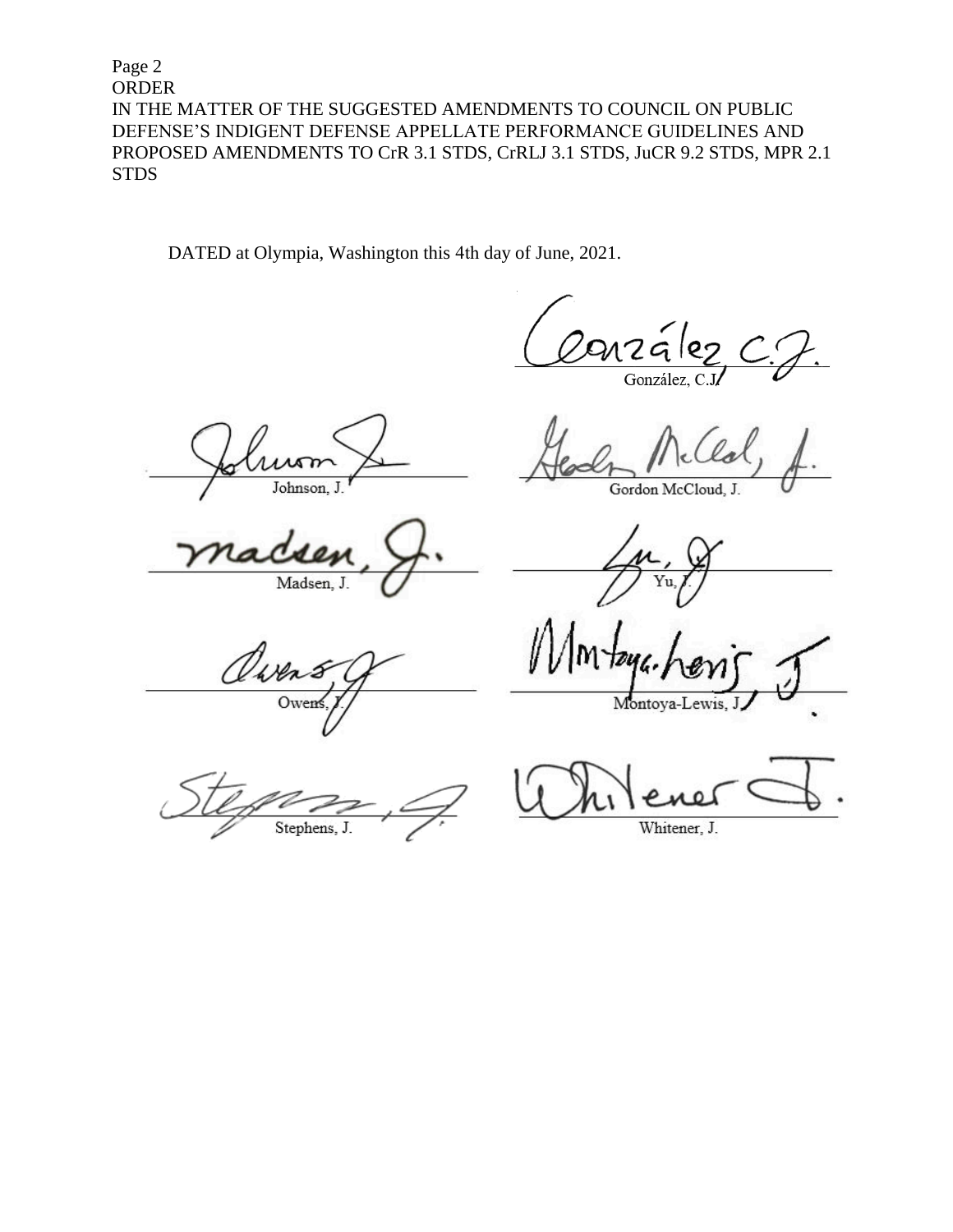ORDER

IN THE MATTER OF THE SUGGESTED AMENDMENTS TO COUNCIL ON PUBLIC DEFENSE'S INDIGENT DEFENSE APPELLATE PERFORMANCE GUIDELINES AND PROPOSED AMENDMENTS TO CrR 3.1 STDS, CrRLJ 3.1 STDS, JuCR 9.2 STDS, MPR 2.1 STDS

DATED at Olympia, Washington this 4th day of June, 2021.

González, C.J.

Johnson, J.

Gordon McCloud, J.

Madsen, J.

Yu, J.

Owens, J.

Montoya-Lewis, J.

Stephens, J.

Whitener, J.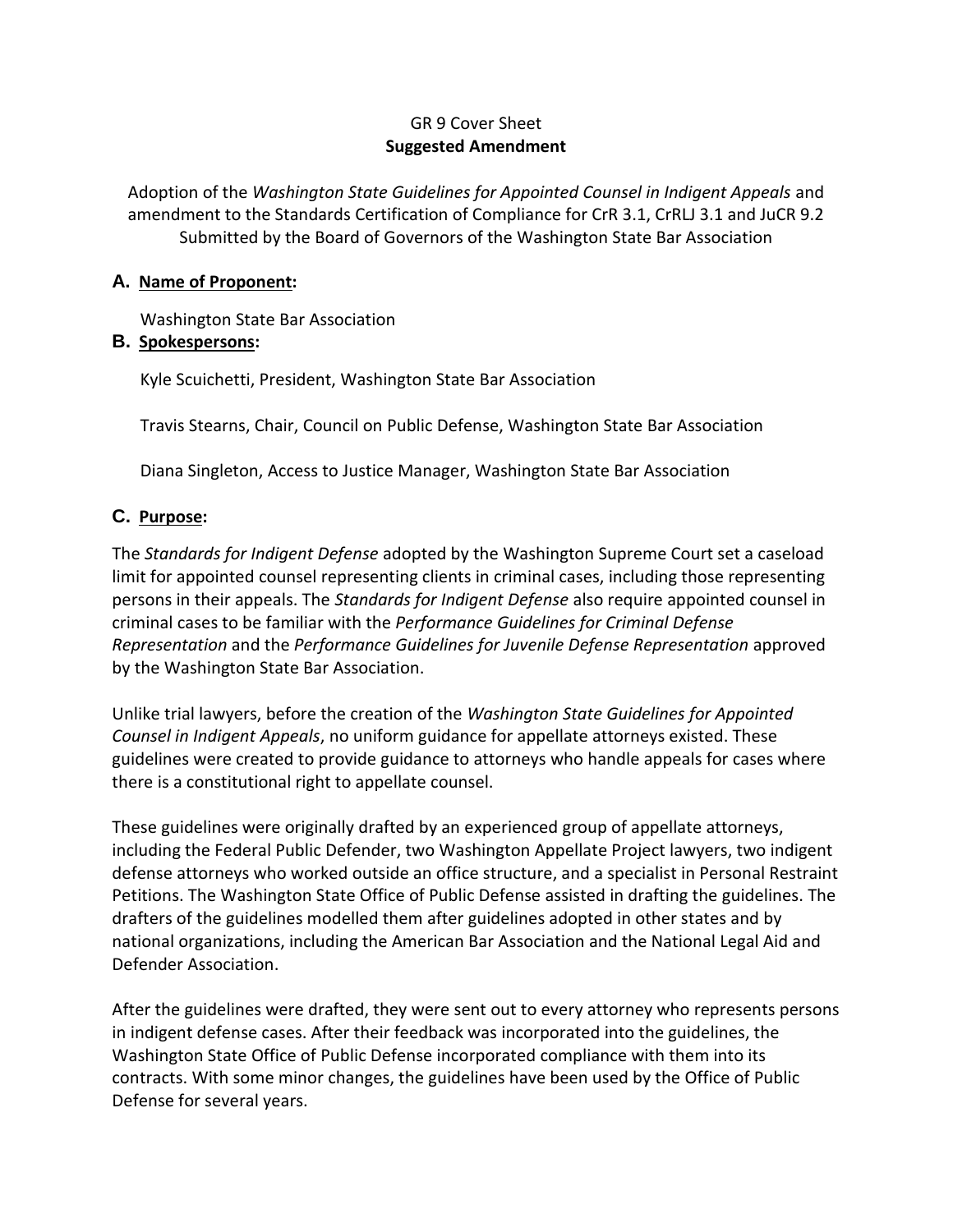GR 9 Cover Sheet

**Suggested Amendment**

Adoption of the *Washington State Guidelines for Appointed Counsel in Indigent Appeals* and amendment to the Standards Certification of Compliance for CrR 3.1, CrRLJ 3.1 and JuCR 9.2 Submitted by the Board of Governors of the Washington State Bar Association

## A. Name of Proponent:

Washington State Bar Association

## B. Spokespersons:

Kyle Scuichetti, President, Washington State Bar Association

Travis Stearns, Chair, Council on Public Defense, Washington State Bar Association

Diana Singleton, Access to Justice Manager, Washington State Bar Association

## C. Purpose:

The *Standards for Indigent Defense* adopted by the Washington Supreme Court set a caseload limit for appointed counsel representing clients in criminal cases, including those representing persons in their appeals. The *Standards for Indigent Defense* also require appointed counsel in criminal cases to be familiar with the *Performance Guidelines for Criminal Defense Representation* and the *Performance Guidelines for Juvenile Defense Representation* approved by the Washington State Bar Association.

Unlike trial lawyers, before the creation of the *Washington State Guidelines for Appointed Counsel in Indigent Appeals*, no uniform guidance for appellate attorneys existed. These guidelines were created to provide guidance to attorneys who handle appeals for cases where there is a constitutional right to appellate counsel.

These guidelines were originally drafted by an experienced group of appellate attorneys, including the Federal Public Defender, two Washington Appellate Project lawyers, two indigent defense attorneys who worked outside an office structure, and a specialist in Personal Restraint Petitions. The Washington State Office of Public Defense assisted in drafting the guidelines. The drafters of the guidelines modelled them after guidelines adopted in other states and by national organizations, including the American Bar Association and the National Legal Aid and Defender Association.

After the guidelines were drafted, they were sent out to every attorney who represents persons in indigent defense cases. After their feedback was incorporated into the guidelines, the Washington State Office of Public Defense incorporated compliance with them into its contracts. With some minor changes, the guidelines have been used by the Office of Public Defense for several years.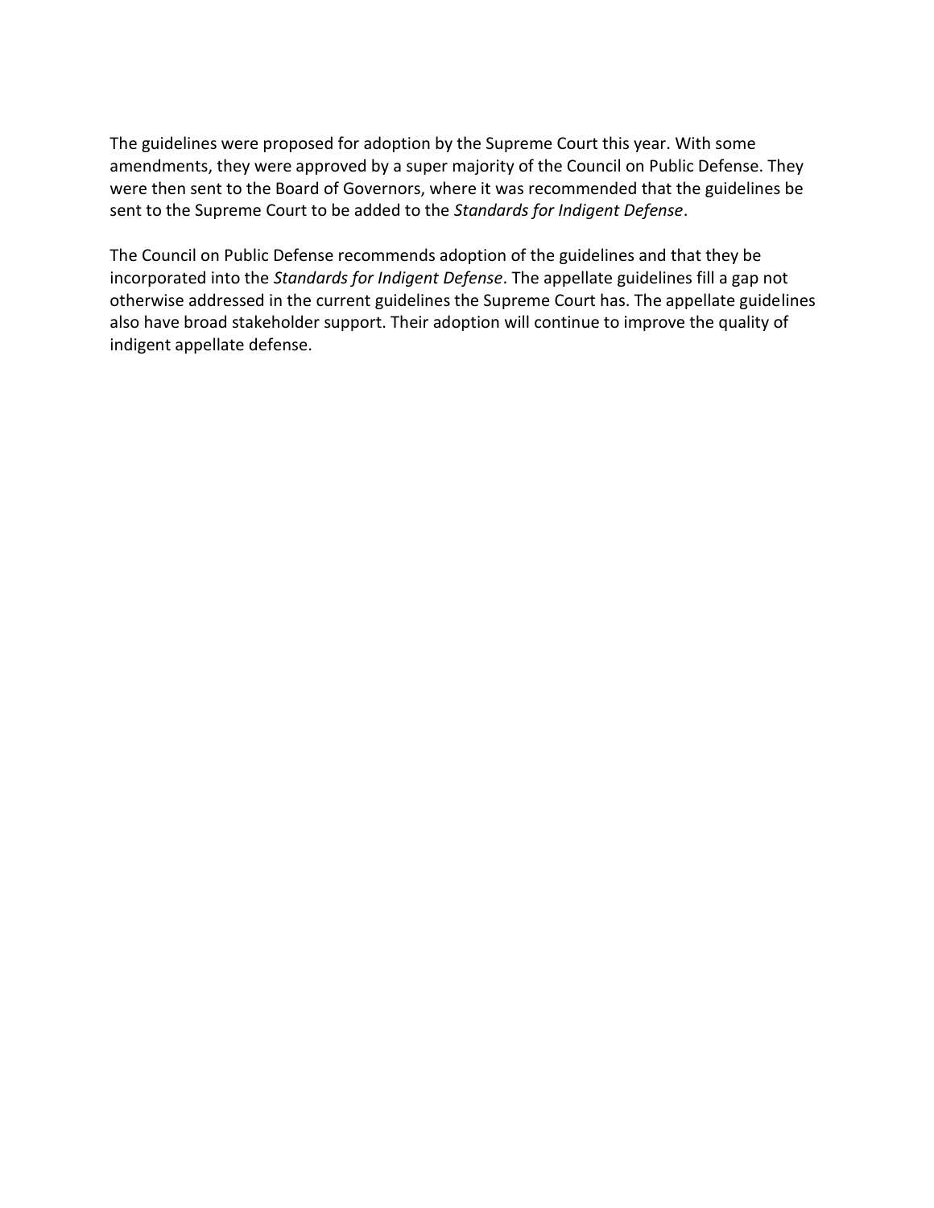The guidelines were proposed for adoption by the Supreme Court this year. With some amendments, they were approved by a super majority of the Council on Public Defense. They were then sent to the Board of Governors, where it was recommended that the guidelines be sent to the Supreme Court to be added to the *Standards for Indigent Defense*.

The Council on Public Defense recommends adoption of the guidelines and that they be incorporated into the *Standards for Indigent Defense*. The appellate guidelines fill a gap not otherwise addressed in the current guidelines the Supreme Court has. The appellate guidelines also have broad stakeholder support. Their adoption will continue to improve the quality of indigent appellate defense.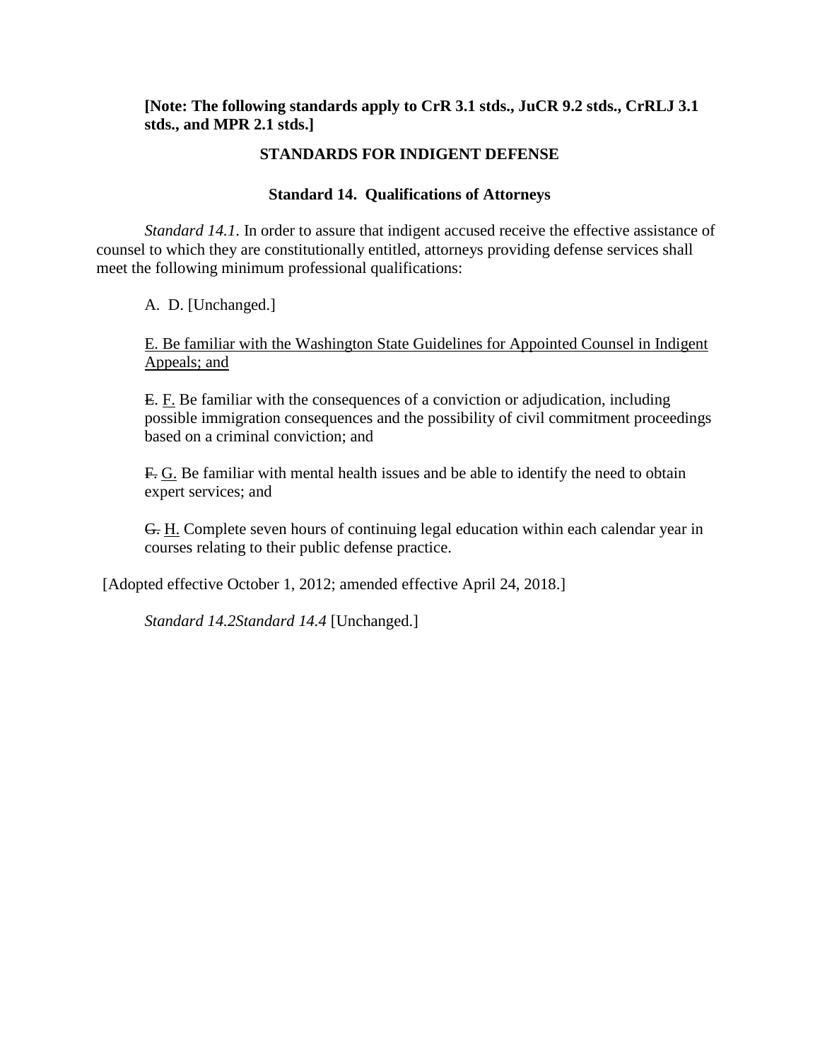**[Note: The following standards apply to CrR 3.1 stds., JuCR 9.2 stds., CrRLJ 3.1 stds., and MPR 2.1 stds.]**

**STANDARDS FOR INDIGENT DEFENSE**

**Standard 14. Qualifications of Attorneys**

*Standard 14.1.* In order to assure that indigent accused receive the effective assistance of counsel to which they are constitutionally entitled, attorneys providing defense services shall meet the following minimum professional qualifications:

A. D. [Unchanged.]

<u>E. Be familiar with the Washington State Guidelines for Appointed Counsel in Indigent Appeals; and</u>

~~E.~~ <u>F.</u> Be familiar with the consequences of a conviction or adjudication, including possible immigration consequences and the possibility of civil commitment proceedings based on a criminal conviction; and

~~F.~~ <u>G.</u> Be familiar with mental health issues and be able to identify the need to obtain expert services; and

~~G.~~ <u>H.</u> Complete seven hours of continuing legal education within each calendar year in courses relating to their public defense practice.

[Adopted effective October 1, 2012; amended effective April 24, 2018.]

*Standard 14.2Standard 14.4* [Unchanged.]